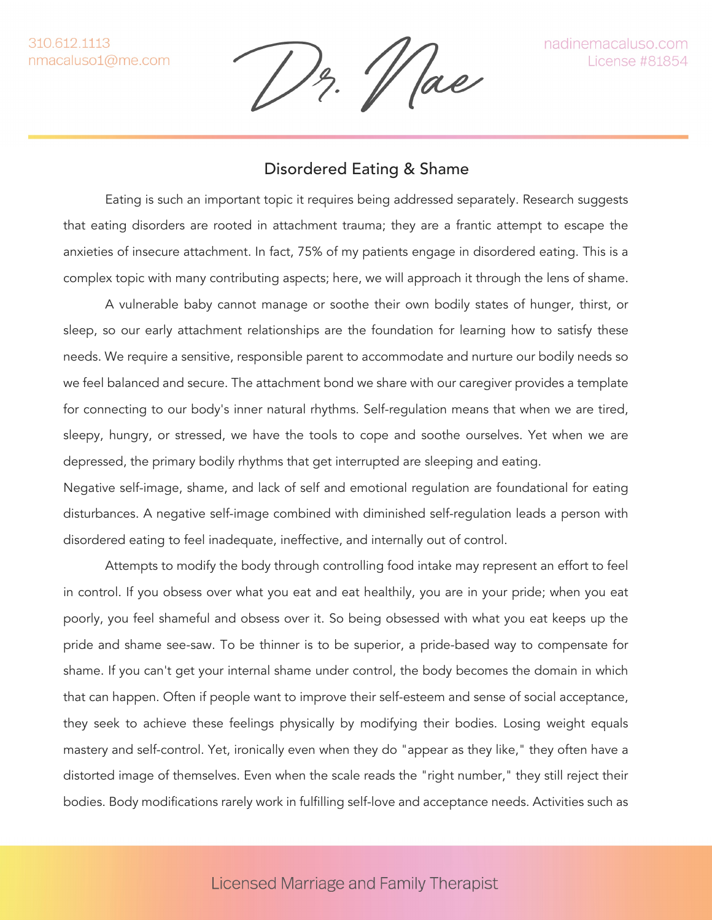## Disordered Eating & Shame

Eating is such an important topic it requires being addressed separately. Research suggests that eating disorders are rooted in attachment trauma; they are a frantic attempt to escape the anxieties of insecure attachment. In fact, 75% of my patients engage in disordered eating. This is a complex topic with many contributing aspects; here, we will approach it through the lens of shame.

A vulnerable baby cannot manage or soothe their own bodily states of hunger, thirst, or sleep, so our early attachment relationships are the foundation for learning how to satisfy these needs. We require a sensitive, responsible parent to accommodate and nurture our bodily needs so we feel balanced and secure. The attachment bond we share with our caregiver provides a template for connecting to our body's inner natural rhythms. Self-regulation means that when we are tired, sleepy, hungry, or stressed, we have the tools to cope and soothe ourselves. Yet when we are depressed, the primary bodily rhythms that get interrupted are sleeping and eating.

Negative self-image, shame, and lack of self and emotional regulation are foundational for eating disturbances. A negative self-image combined with diminished self-regulation leads a person with disordered eating to feel inadequate, ineffective, and internally out of control.

Attempts to modify the body through controlling food intake may represent an effort to feel in control. If you obsess over what you eat and eat healthily, you are in your pride; when you eat poorly, you feel shameful and obsess over it. So being obsessed with what you eat keeps up the pride and shame see-saw. To be thinner is to be superior, a pride-based way to compensate for shame. If you can't get your internal shame under control, the body becomes the domain in which that can happen. Often if people want to improve their self-esteem and sense of social acceptance, they seek to achieve these feelings physically by modifying their bodies. Losing weight equals mastery and self-control. Yet, ironically even when they do "appear as they like," they often have a distorted image of themselves. Even when the scale reads the "right number," they still reject their bodies. Body modifications rarely work in fulfilling self-love and acceptance needs. Activities such as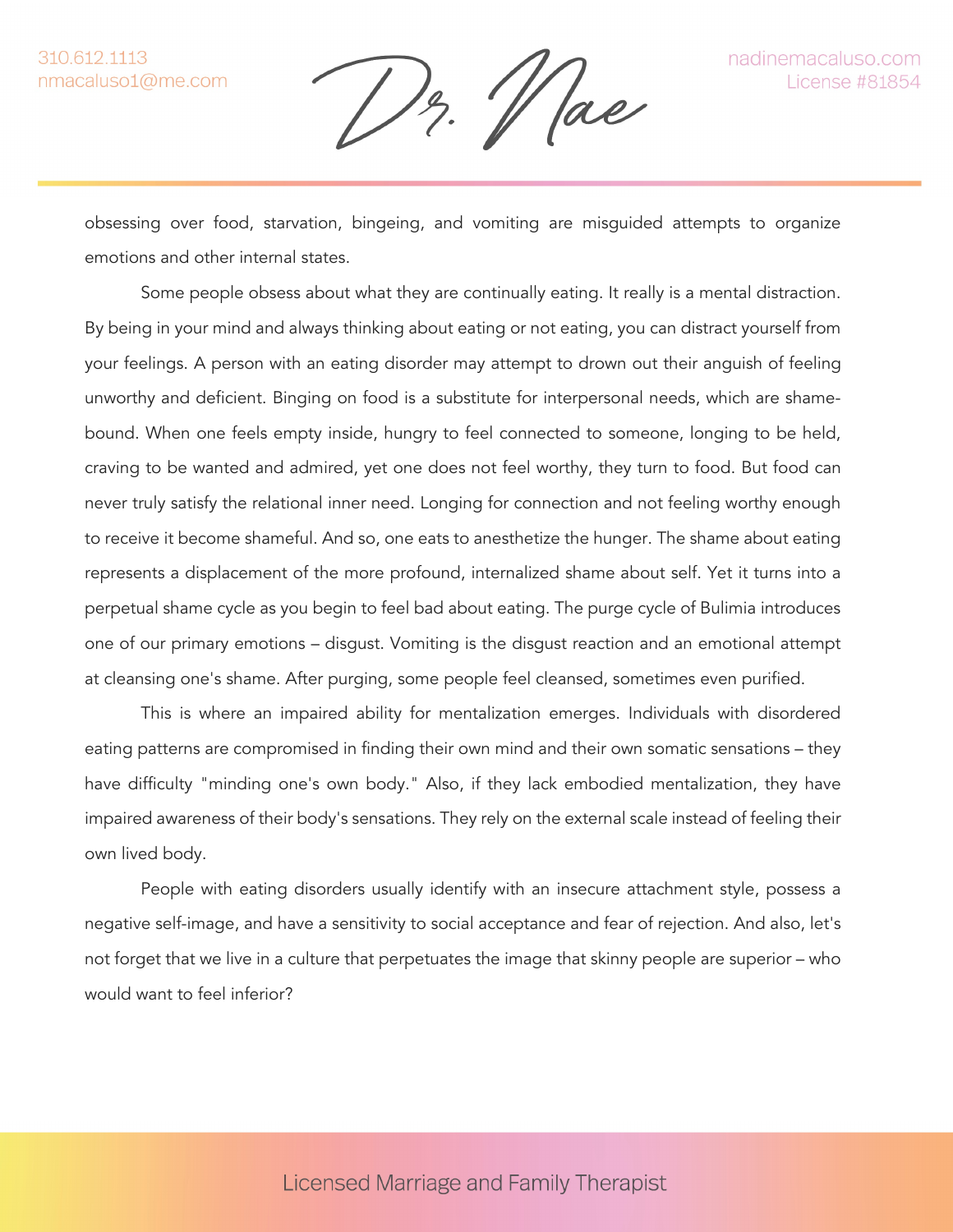obsessing over food, starvation, bingeing, and vomiting are misguided attempts to organize emotions and other internal states.

Some people obsess about what they are continually eating. It really is a mental distraction. By being in your mind and always thinking about eating or not eating, you can distract yourself from your feelings. A person with an eating disorder may attempt to drown out their anguish of feeling unworthy and deficient. Binging on food is a substitute for interpersonal needs, which are shame-bound. When one feels empty inside, hungry to feel connected to someone, longing to be held, craving to be wanted and admired, yet one does not feel worthy, they turn to food. But food can never truly satisfy the relational inner need. Longing for connection and not feeling worthy enough to receive it become shameful. And so, one eats to anesthetize the hunger. The shame about eating represents a displacement of the more profound, internalized shame about self. Yet it turns into a perpetual shame cycle as you begin to feel bad about eating. The purge cycle of Bulimia introduces one of our primary emotions – disgust. Vomiting is the disgust reaction and an emotional attempt at cleansing one's shame. After purging, some people feel cleansed, sometimes even purified.

This is where an impaired ability for mentalization emerges. Individuals with disordered eating patterns are compromised in finding their own mind and their own somatic sensations – they have difficulty "minding one's own body." Also, if they lack embodied mentalization, they have impaired awareness of their body's sensations. They rely on the external scale instead of feeling their own lived body.

People with eating disorders usually identify with an insecure attachment style, possess a negative self-image, and have a sensitivity to social acceptance and fear of rejection. And also, let's not forget that we live in a culture that perpetuates the image that skinny people are superior – who would want to feel inferior?